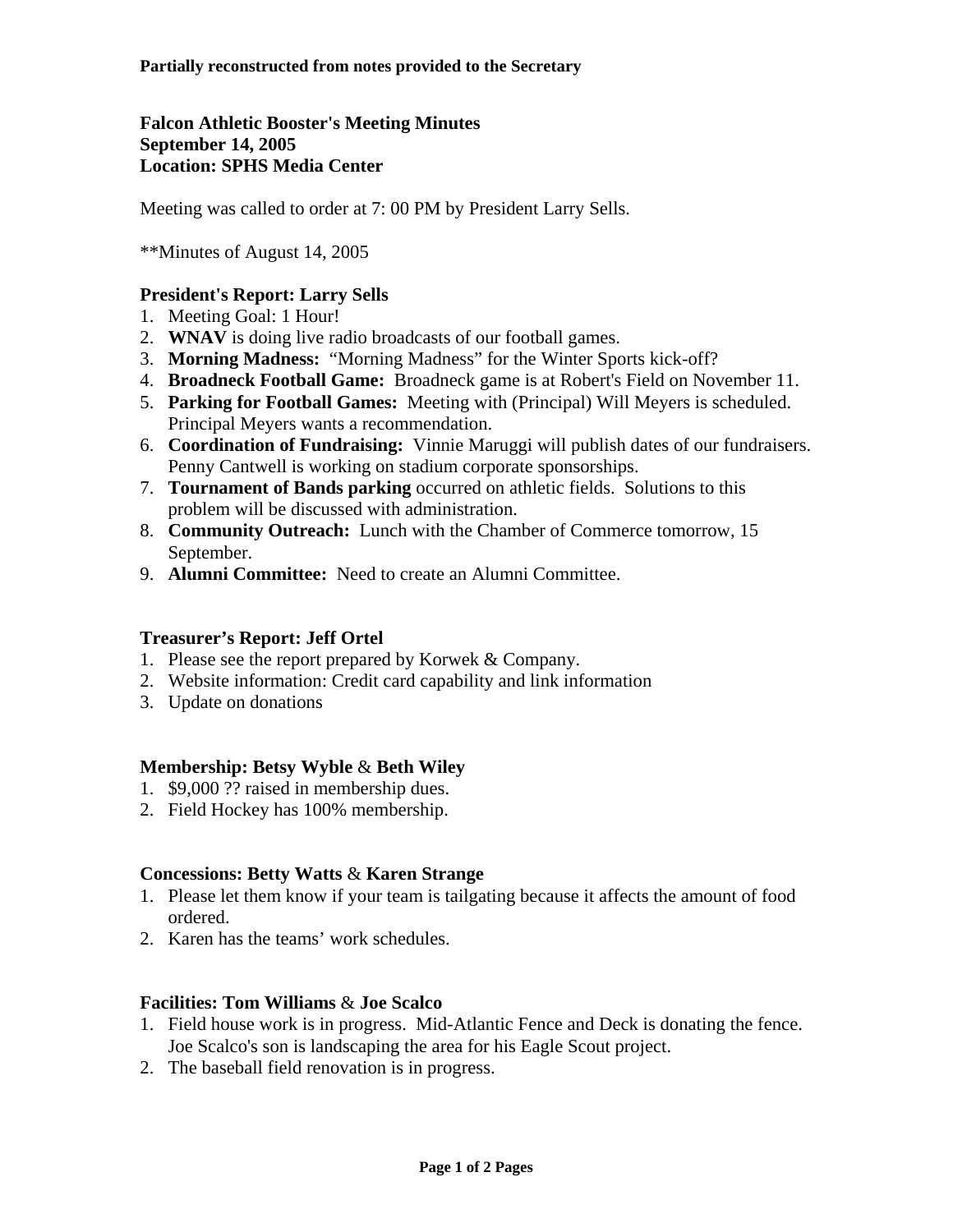**Partially reconstructed from notes provided to the Secretary**

**Falcon Athletic Booster's Meeting Minutes**
**September 14, 2005**
**Location: SPHS Media Center**

Meeting was called to order at 7: 00 PM by President Larry Sells.

**Minutes of August 14, 2005

### President's Report: Larry Sells

1. Meeting Goal: 1 Hour!
2. **WNAV** is doing live radio broadcasts of our football games.
3. **Morning Madness:** "Morning Madness" for the Winter Sports kick-off?
4. **Broadneck Football Game:** Broadneck game is at Robert's Field on November 11.
5. **Parking for Football Games:** Meeting with (Principal) Will Meyers is scheduled. Principal Meyers wants a recommendation.
6. **Coordination of Fundraising:** Vinnie Maruggi will publish dates of our fundraisers. Penny Cantwell is working on stadium corporate sponsorships.
7. **Tournament of Bands parking** occurred on athletic fields. Solutions to this problem will be discussed with administration.
8. **Community Outreach:** Lunch with the Chamber of Commerce tomorrow, 15 September.
9. **Alumni Committee:** Need to create an Alumni Committee.

### Treasurer's Report: Jeff Ortel

1. Please see the report prepared by Korwek & Company.
2. Website information: Credit card capability and link information
3. Update on donations

### Membership: Betsy Wyble & Beth Wiley

1. $9,000 ?? raised in membership dues.
2. Field Hockey has 100% membership.

### Concessions: Betty Watts & Karen Strange

1. Please let them know if your team is tailgating because it affects the amount of food ordered.
2. Karen has the teams' work schedules.

### Facilities: Tom Williams & Joe Scalco

1. Field house work is in progress. Mid-Atlantic Fence and Deck is donating the fence. Joe Scalco's son is landscaping the area for his Eagle Scout project.
2. The baseball field renovation is in progress.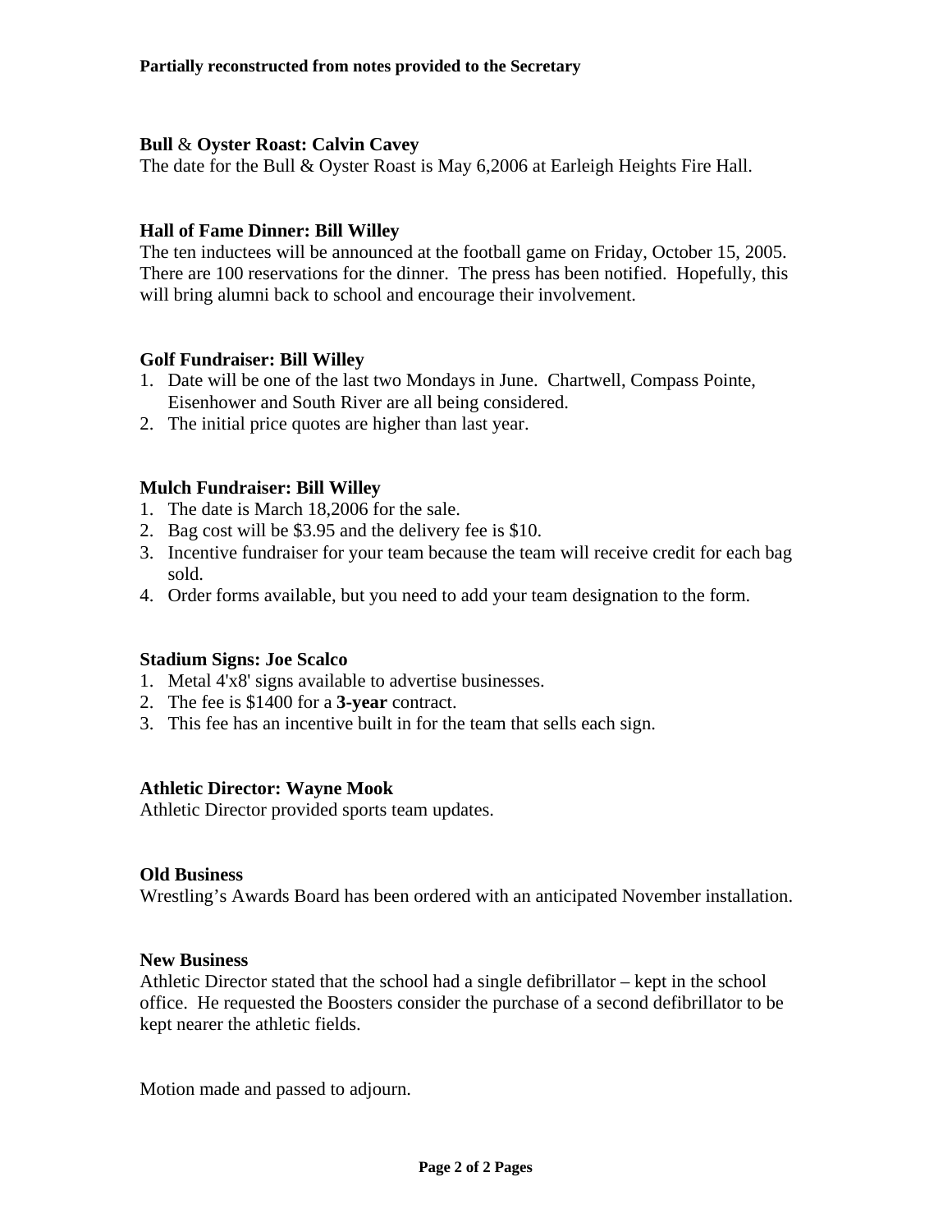**Partially reconstructed from notes provided to the Secretary**

**Bull** & **Oyster Roast: Calvin Cavey**
The date for the Bull & Oyster Roast is May 6,2006 at Earleigh Heights Fire Hall.

**Hall of Fame Dinner: Bill Willey**
The ten inductees will be announced at the football game on Friday, October 15, 2005. There are 100 reservations for the dinner. The press has been notified. Hopefully, this will bring alumni back to school and encourage their involvement.

**Golf Fundraiser: Bill Willey**

1. Date will be one of the last two Mondays in June. Chartwell, Compass Pointe, Eisenhower and South River are all being considered.
2. The initial price quotes are higher than last year.

**Mulch Fundraiser: Bill Willey**

1. The date is March 18,2006 for the sale.
2. Bag cost will be $3.95 and the delivery fee is $10.
3. Incentive fundraiser for your team because the team will receive credit for each bag sold.
4. Order forms available, but you need to add your team designation to the form.

**Stadium Signs: Joe Scalco**

1. Metal 4'x8' signs available to advertise businesses.
2. The fee is $1400 for a **3-year** contract.
3. This fee has an incentive built in for the team that sells each sign.

**Athletic Director: Wayne Mook**
Athletic Director provided sports team updates.

**Old Business**
Wrestling's Awards Board has been ordered with an anticipated November installation.

**New Business**
Athletic Director stated that the school had a single defibrillator – kept in the school office. He requested the Boosters consider the purchase of a second defibrillator to be kept nearer the athletic fields.

Motion made and passed to adjourn.